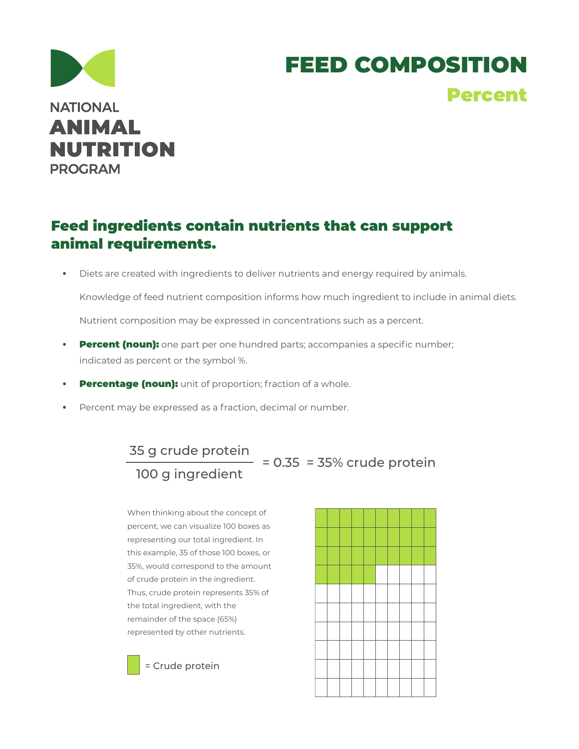NATIONAL
ANIMAL
NUTRITION
PROGRAM

# FEED COMPOSITION

## Percent

### Feed ingredients contain nutrients that can support animal requirements.

- Diets are created with ingredients to deliver nutrients and energy required by animals.

  Knowledge of feed nutrient composition informs how much ingredient to include in animal diets.

  Nutrient composition may be expressed in concentrations such as a percent.

- **Percent (noun):** one part per one hundred parts; accompanies a specific number; indicated as percent or the symbol %.
- **Percentage (noun):** unit of proportion; fraction of a whole.
- Percent may be expressed as a fraction, decimal or number.

$$\frac{35 \text{ g crude protein}}{100 \text{ g ingredient}} = 0.35 = 35\% \text{ crude protein}$$

When thinking about the concept of percent, we can visualize 100 boxes as representing our total ingredient. In this example, 35 of those 100 boxes, or 35%, would correspond to the amount of crude protein in the ingredient. Thus, crude protein represents 35% of the total ingredient, with the remainder of the space (65%) represented by other nutrients.

= Crude protein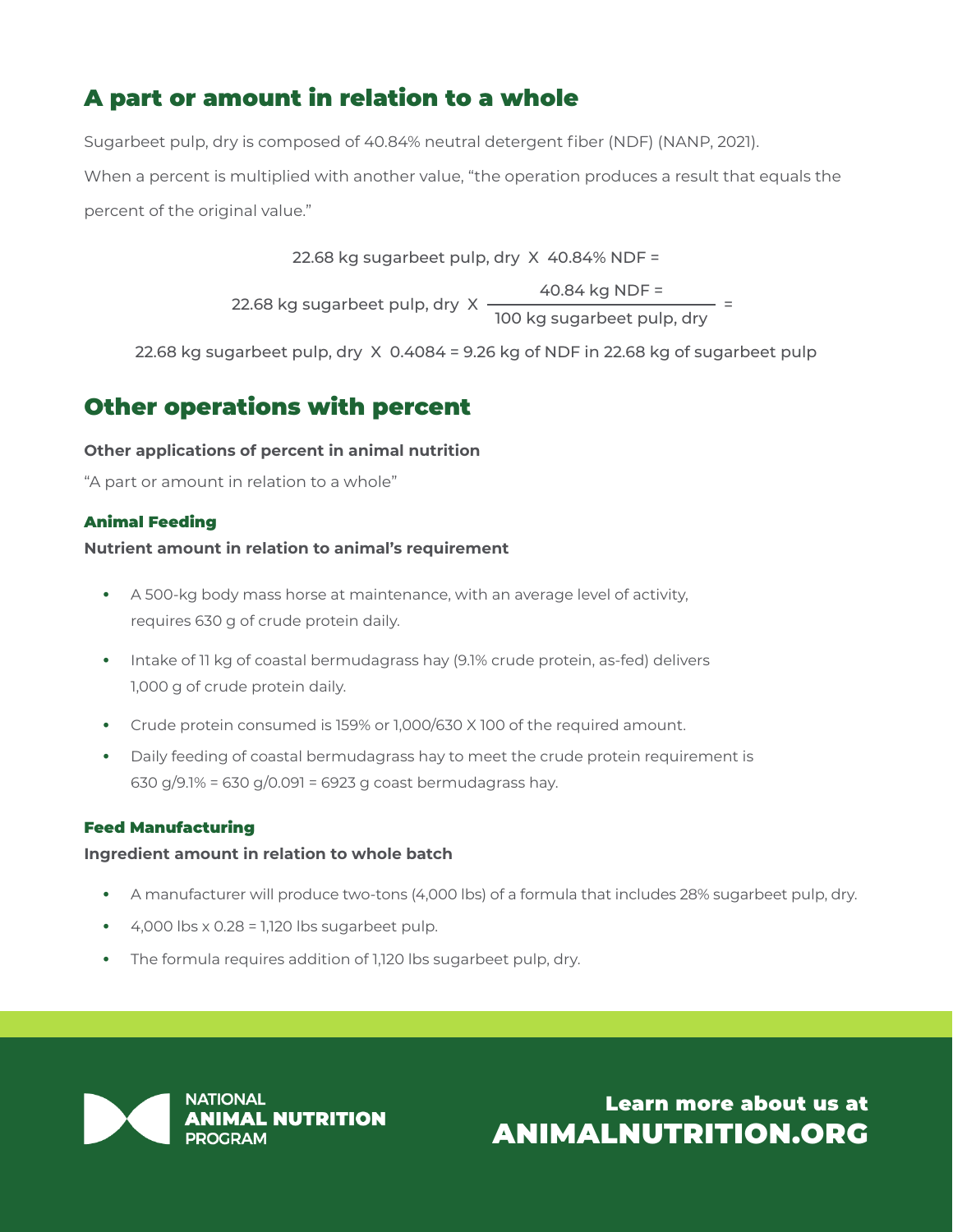## A part or amount in relation to a whole

Sugarbeet pulp, dry is composed of 40.84% neutral detergent fiber (NDF) (NANP, 2021).

When a percent is multiplied with another value, "the operation produces a result that equals the percent of the original value."

$$22.68 \text{ kg sugarbeet pulp, dry} \times 40.84\% \text{ NDF} =$$

$$22.68 \text{ kg sugarbeet pulp, dry} \times \frac{40.84 \text{ kg NDF} =}{100 \text{ kg sugarbeet pulp, dry}} =$$

$$22.68 \text{ kg sugarbeet pulp, dry} \times 0.4084 = 9.26 \text{ kg of NDF in } 22.68 \text{ kg of sugarbeet pulp}$$

## Other operations with percent

**Other applications of percent in animal nutrition**

"A part or amount in relation to a whole"

### Animal Feeding

**Nutrient amount in relation to animal's requirement**

- A 500-kg body mass horse at maintenance, with an average level of activity, requires 630 g of crude protein daily.
- Intake of 11 kg of coastal bermudagrass hay (9.1% crude protein, as-fed) delivers 1,000 g of crude protein daily.
- Crude protein consumed is 159% or 1,000/630 X 100 of the required amount.
- Daily feeding of coastal bermudagrass hay to meet the crude protein requirement is 630 g/9.1% = 630 g/0.091 = 6923 g coast bermudagrass hay.

### Feed Manufacturing

**Ingredient amount in relation to whole batch**

- A manufacturer will produce two-tons (4,000 lbs) of a formula that includes 28% sugarbeet pulp, dry.
- 4,000 lbs x 0.28 = 1,120 lbs sugarbeet pulp.
- The formula requires addition of 1,120 lbs sugarbeet pulp, dry.

NATIONAL ANIMAL NUTRITION PROGRAM

Learn more about us at ANIMALNUTRITION.ORG